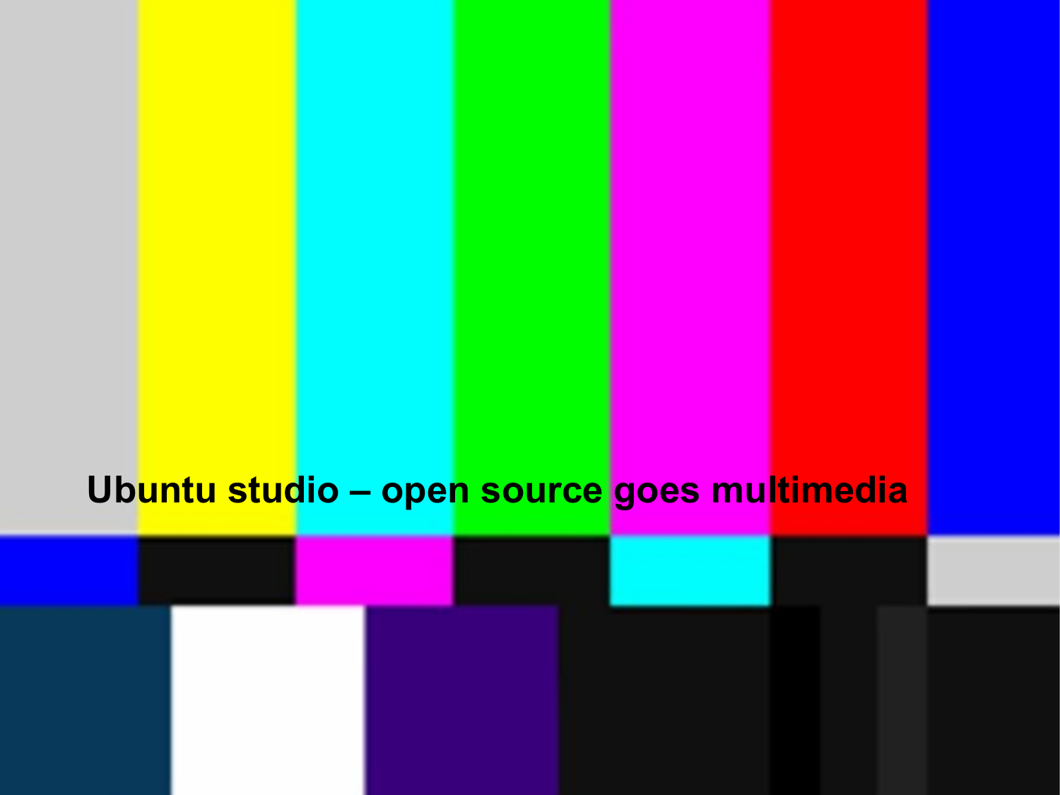# Ubuntu studio – open source goes multimedia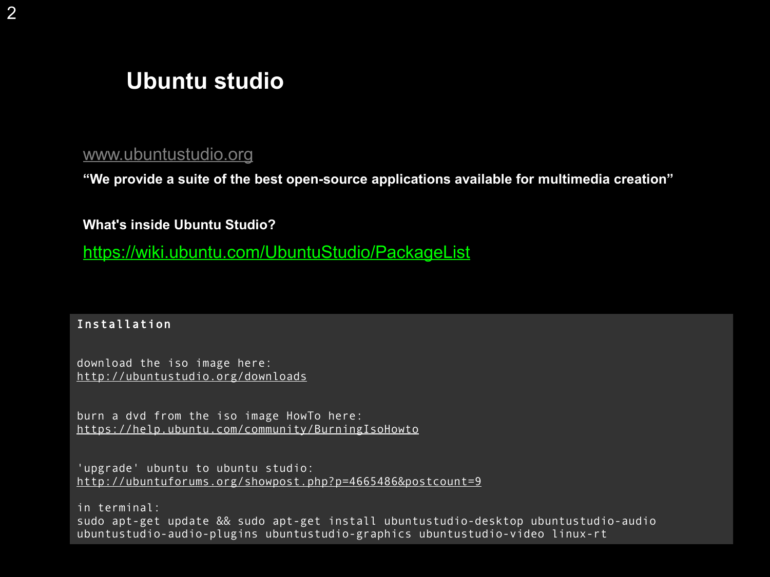# Ubuntu studio

www.ubuntustudio.org

**"We provide a suite of the best open-source applications available for multimedia creation"**

**What's inside Ubuntu Studio?**

https://wiki.ubuntu.com/UbuntuStudio/PackageList

```
Installation

download the iso image here:
http://ubuntustudio.org/downloads

burn a dvd from the iso image HowTo here:
https://help.ubuntu.com/community/BurningIsoHowto

'upgrade' ubuntu to ubuntu studio:
http://ubuntuforums.org/showpost.php?p=4665486&postcount=9

in terminal:
sudo apt-get update && sudo apt-get install ubuntustudio-desktop ubuntustudio-audio
ubuntustudio-audio-plugins ubuntustudio-graphics ubuntustudio-video linux-rt
```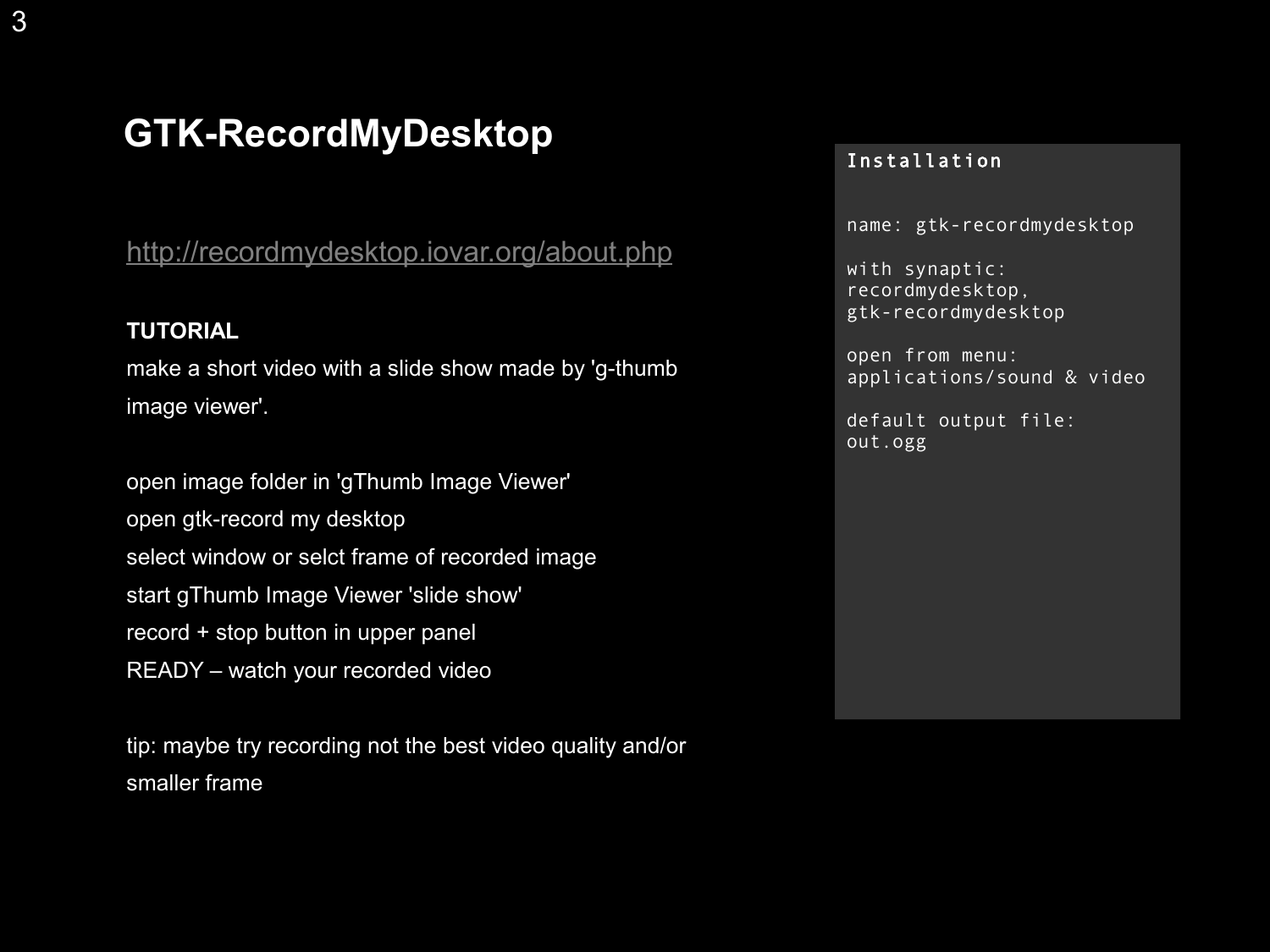# GTK-RecordMyDesktop

http://recordmydesktop.iovar.org/about.php

**TUTORIAL**

make a short video with a slide show made by 'g-thumb image viewer'.

open image folder in 'gThumb Image Viewer'
open gtk-record my desktop
select window or selct frame of recorded image
start gThumb Image Viewer 'slide show'
record + stop button in upper panel
READY – watch your recorded video

tip: maybe try recording not the best video quality and/or smaller frame

```
Installation

name: gtk-recordmydesktop

with synaptic:
recordmydesktop,
gtk-recordmydesktop

open from menu:
applications/sound & video

default output file:
out.ogg
```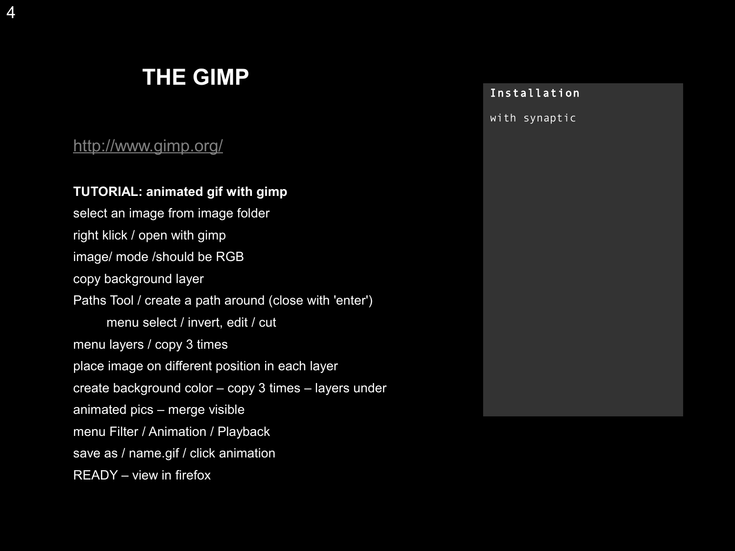# THE GIMP

http://www.gimp.org/

**TUTORIAL: animated gif with gimp**

select an image from image folder

right klick / open with gimp

image/ mode /should be RGB

copy background layer

Paths Tool / create a path around (close with 'enter')

    menu select / invert, edit / cut

menu layers / copy 3 times

place image on different position in each layer

create background color – copy 3 times – layers under

animated pics – merge visible

menu Filter / Animation / Playback

save as / name.gif / click animation

READY – view in firefox

```
Installation

with synaptic
```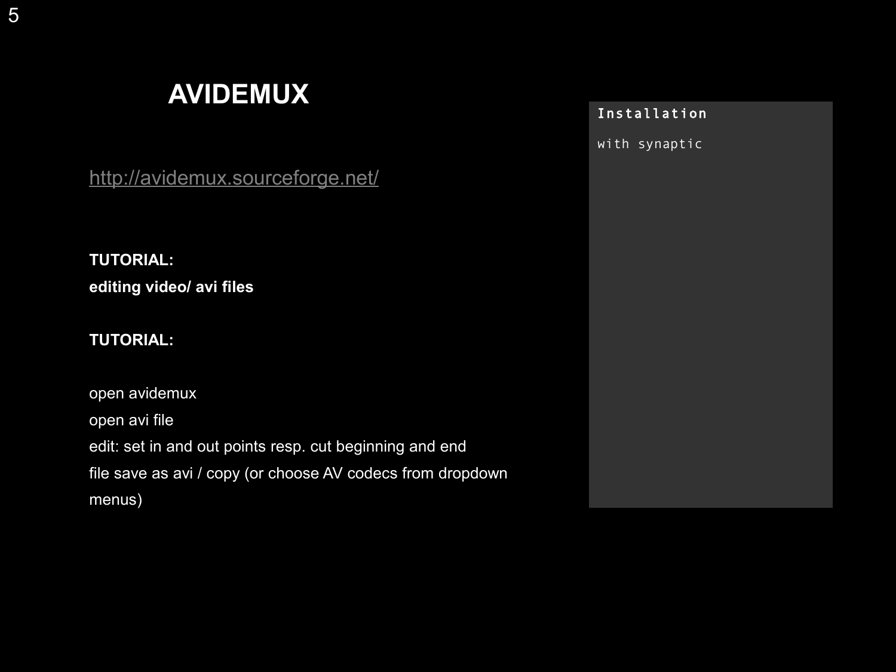# AVIDEMUX

http://avidemux.sourceforge.net/

**TUTORIAL:**
**editing video/ avi files**

**TUTORIAL:**

open avidemux
open avi file
edit: set in and out points resp. cut beginning and end
file save as avi / copy (or choose AV codecs from dropdown menus)

```
Installation

with synaptic
```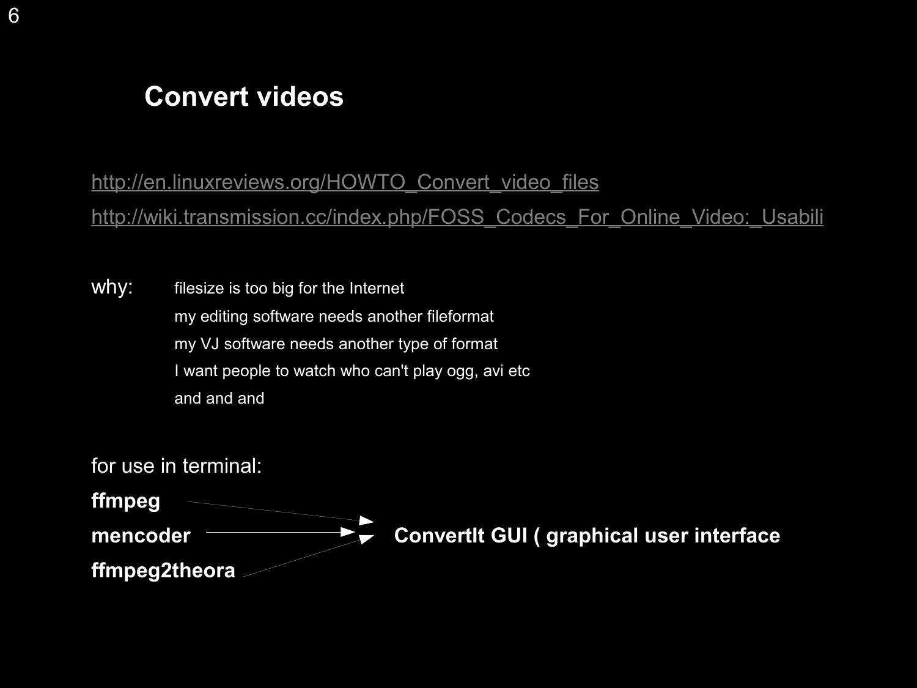# Convert videos

http://en.linuxreviews.org/HOWTO_Convert_video_files

http://wiki.transmission.cc/index.php/FOSS_Codecs_For_Online_Video:_Usabili

why:

- filesize is too big for the Internet
- my editing software needs another fileformat
- my VJ software needs another type of format
- I want people to watch who can't play ogg, avi etc
- and and and

for use in terminal:

**ffmpeg**

**mencoder**

**ffmpeg2theora**

→ **ConvertIt GUI ( graphical user interface**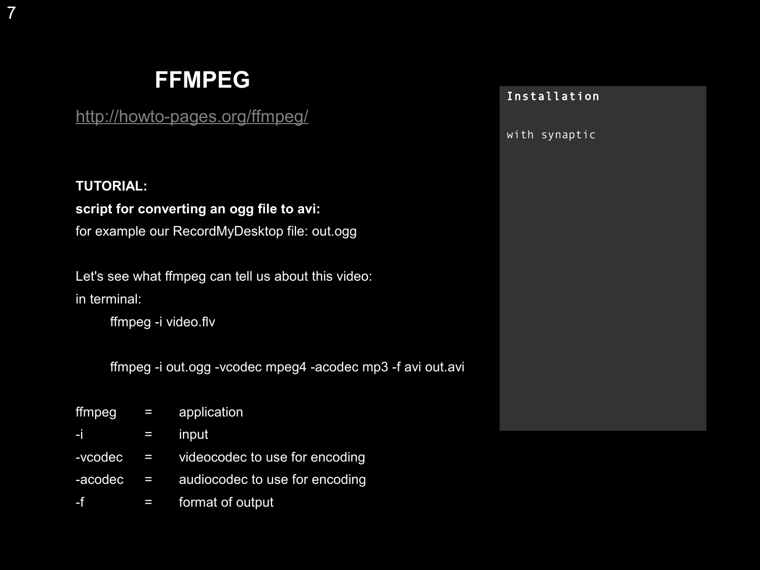# FFMPEG

http://howto-pages.org/ffmpeg/

**TUTORIAL:**

**script for converting an ogg file to avi:**

for example our RecordMyDesktop file: out.ogg

Let's see what ffmpeg can tell us about this video:

in terminal:

```
ffmpeg -i video.flv
```

```
ffmpeg -i out.ogg -vcodec mpeg4 -acodec mp3 -f avi out.avi
```

| | | |
|---|---|---|
| ffmpeg | = | application |
| -i | = | input |
| -vcodec | = | videocodec to use for encoding |
| -acodec | = | audiocodec to use for encoding |
| -f | = | format of output |

**Installation**

with synaptic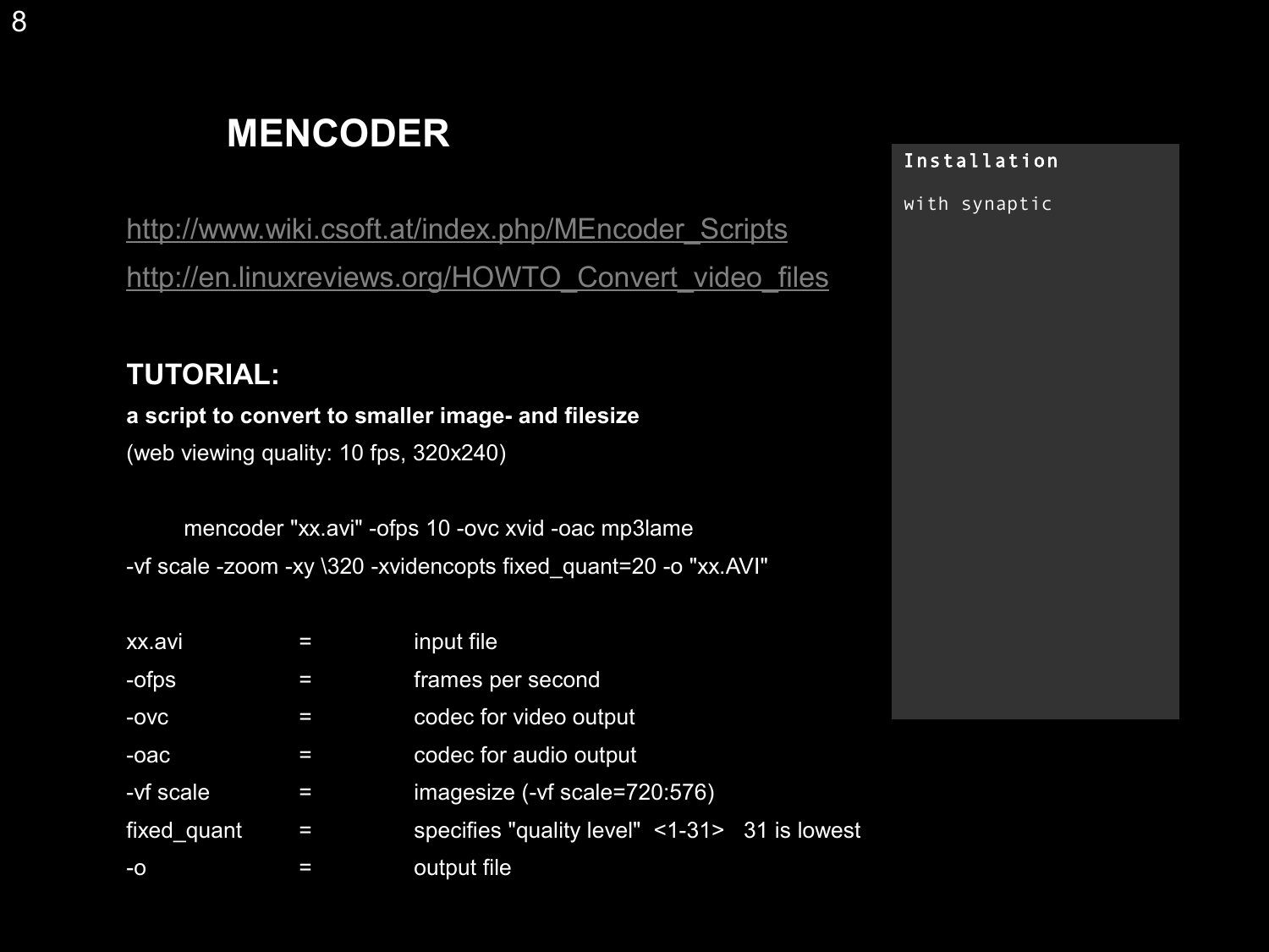# MENCODER

http://www.wiki.csoft.at/index.php/MEncoder_Scripts

http://en.linuxreviews.org/HOWTO_Convert_video_files

## TUTORIAL:

**a script to convert to smaller image- and filesize**

(web viewing quality: 10 fps, 320x240)

```
mencoder "xx.avi" -ofps 10 -ovc xvid -oac mp3lame
-vf scale -zoom -xy \320 -xvidencopts fixed_quant=20 -o "xx.AVI"
```

| | | |
|---|---|---|
| xx.avi | = | input file |
| -ofps | = | frames per second |
| -ovc | = | codec for video output |
| -oac | = | codec for audio output |
| -vf scale | = | imagesize (-vf scale=720:576) |
| fixed_quant | = | specifies "quality level" <1-31> 31 is lowest |
| -o | = | output file |

**Installation**

with synaptic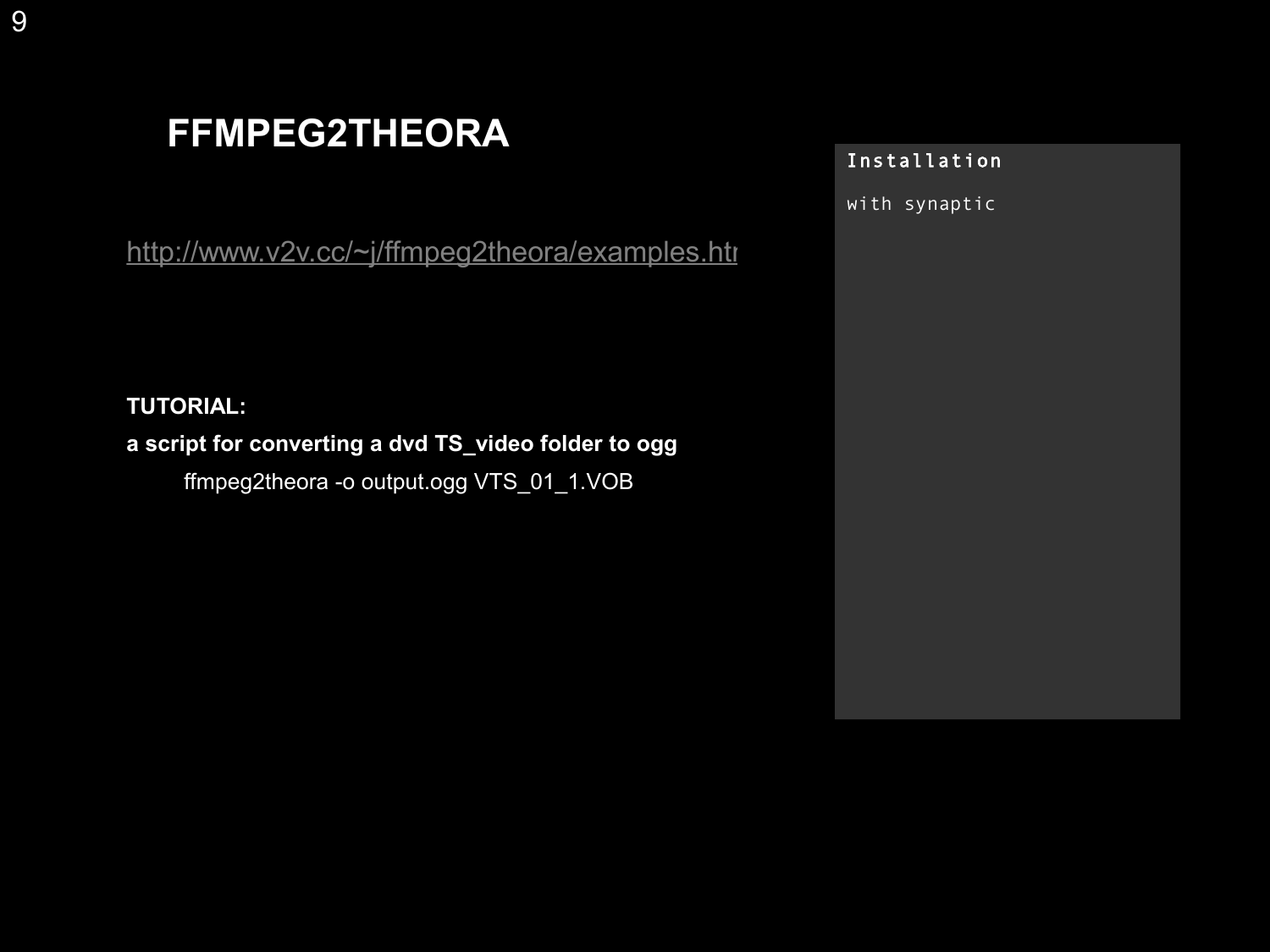# FFMPEG2THEORA

http://www.v2v.cc/~j/ffmpeg2theora/examples.htr

**TUTORIAL:**

**a script for converting a dvd TS_video folder to ogg**

```
ffmpeg2theora -o output.ogg VTS_01_1.VOB
```

**Installation**

with synaptic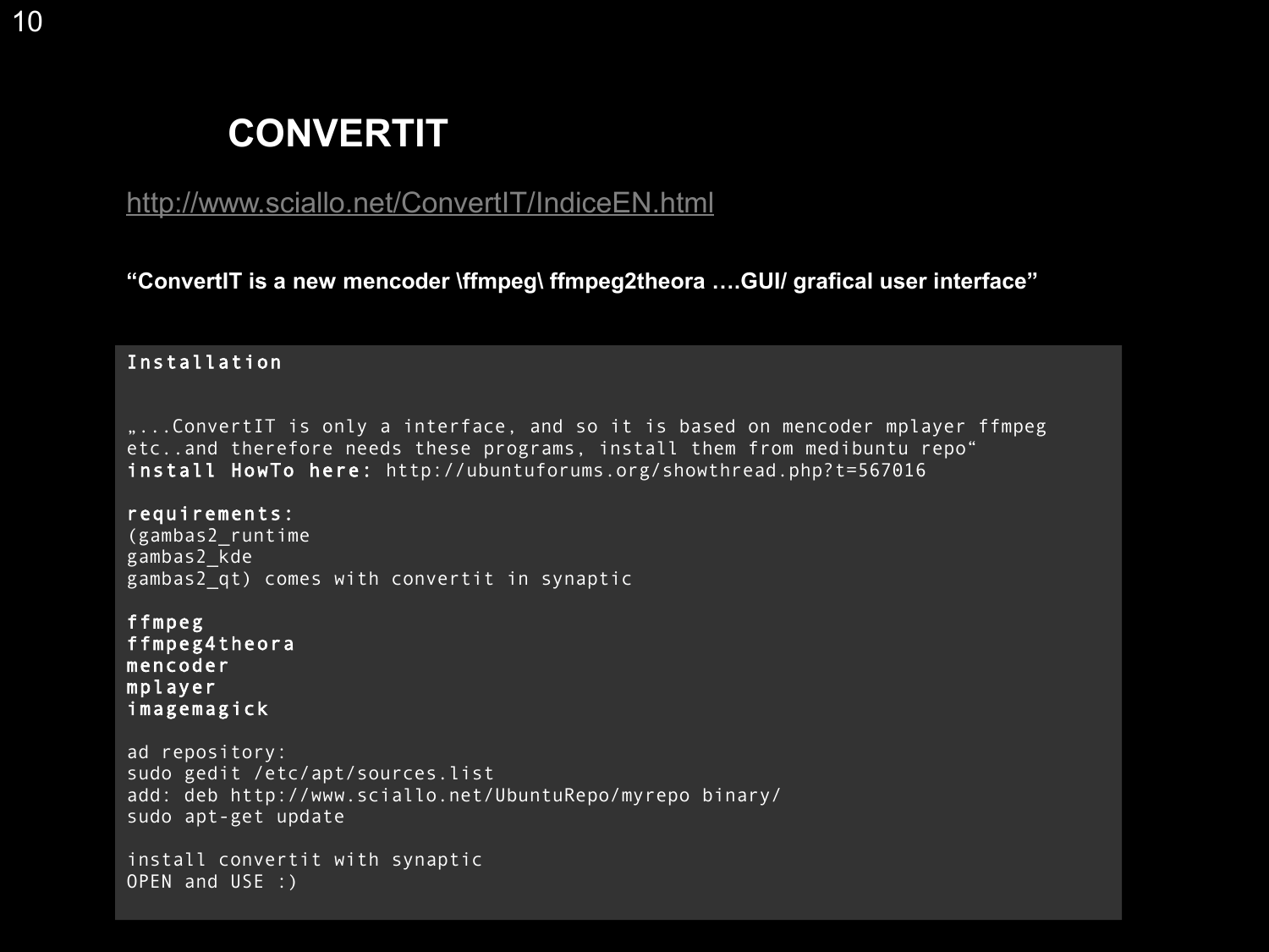# CONVERTIT

http://www.sciallo.net/ConvertIT/IndiceEN.html

**“ConvertIT is a new mencoder \ffmpeg\ ffmpeg2theora ….GUI/ grafical user interface”**

```
Installation


„...ConvertIT is only a interface, and so it is based on mencoder mplayer ffmpeg
etc..and therefore needs these programs, install them from medibuntu repo“
install HowTo here: http://ubuntuforums.org/showthread.php?t=567016

requirements:
(gambas2_runtime
gambas2_kde
gambas2_qt) comes with convertit in synaptic

ffmpeg
ffmpeg4theora
mencoder
mplayer
imagemagick

ad repository:
sudo gedit /etc/apt/sources.list
add: deb http://www.sciallo.net/UbuntuRepo/myrepo binary/
sudo apt-get update

install convertit with synaptic
OPEN and USE :)
```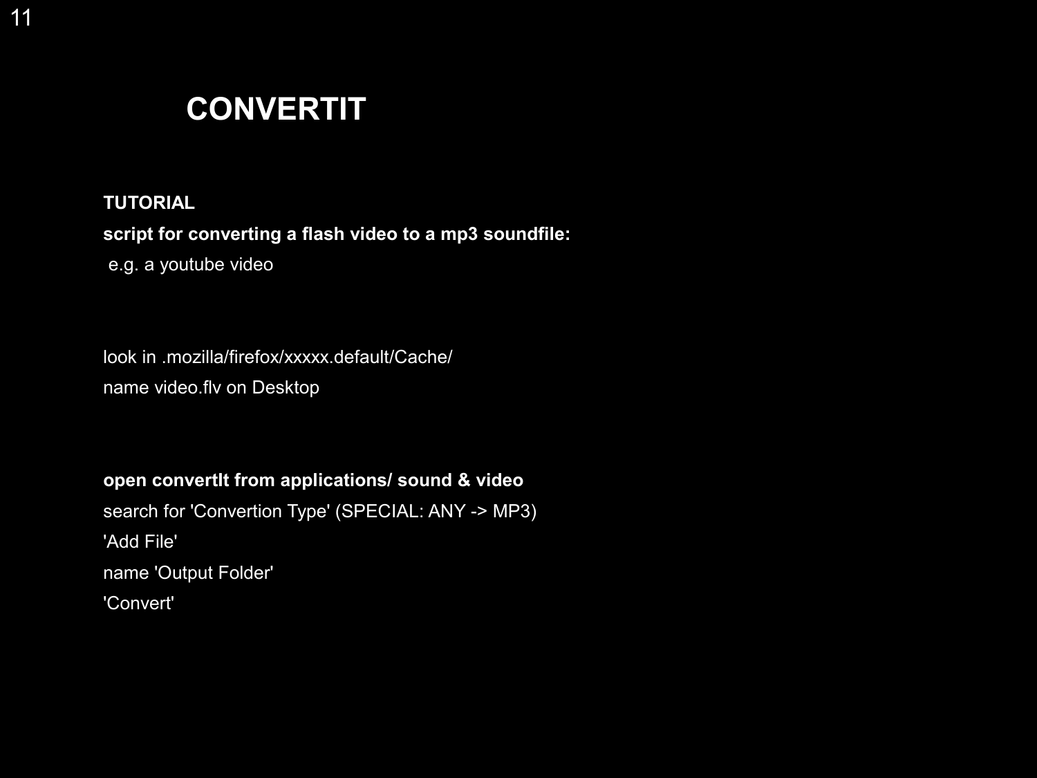# CONVERTIT

**TUTORIAL**

**script for converting a flash video to a mp3 soundfile:**

e.g. a youtube video

look in .mozilla/firefox/xxxxx.default/Cache/

name video.flv on Desktop

**open convertIt from applications/ sound & video**

search for 'Convertion Type' (SPECIAL: ANY -> MP3)

'Add File'

name 'Output Folder'

'Convert'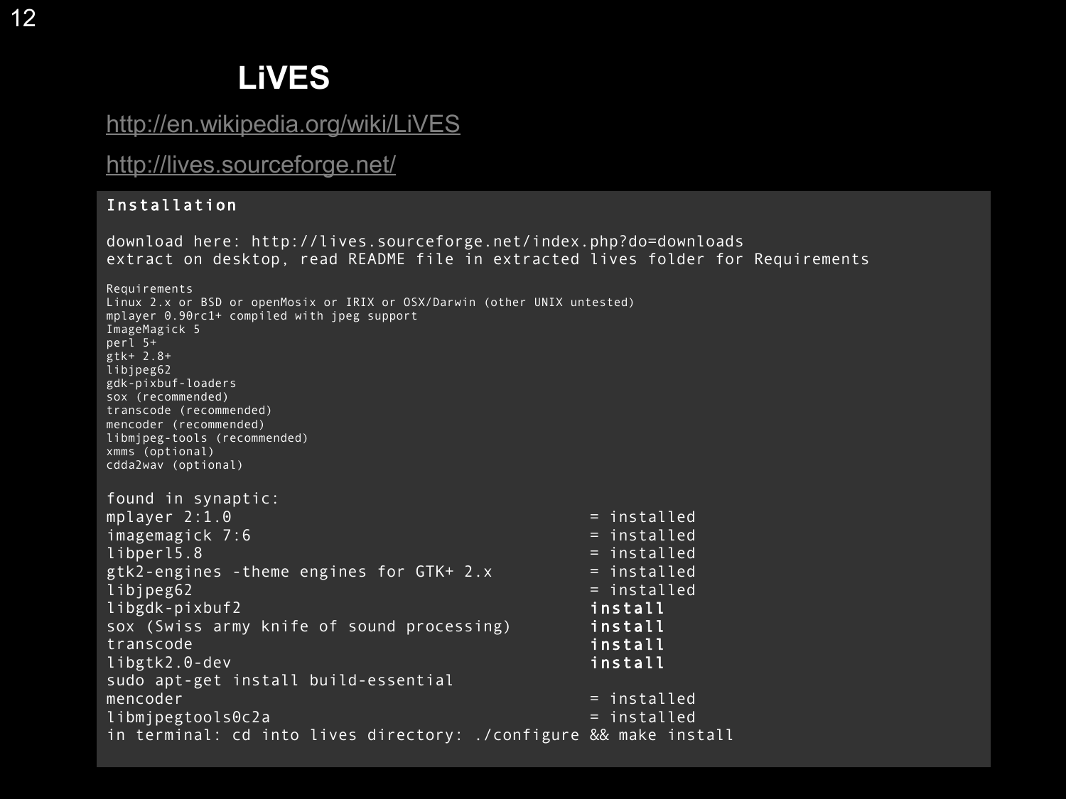# LiVES

http://en.wikipedia.org/wiki/LiVES

http://lives.sourceforge.net/

```
Installation

download here: http://lives.sourceforge.net/index.php?do=downloads
extract on desktop, read README file in extracted lives folder for Requirements

Requirements
Linux 2.x or BSD or openMosix or IRIX or OSX/Darwin (other UNIX untested)
mplayer 0.90rc1+ compiled with jpeg support
ImageMagick 5
perl 5+
gtk+ 2.8+
libjpeg62
gdk-pixbuf-loaders
sox (recommended)
transcode (recommended)
mencoder (recommended)
libmjpeg-tools (recommended)
xmms (optional)
cdda2wav (optional)

found in synaptic:
mplayer 2:1.0                                          = installed
imagemagick 7:6                                        = installed
libperl5.8                                             = installed
gtk2-engines -theme engines for GTK+ 2.x               = installed
libjpeg62                                              = installed
libgdk-pixbuf2                                         install
sox (Swiss army knife of sound processing)             install
transcode                                              install
libgtk2.0-dev                                          install
sudo apt-get install build-essential
mencoder                                               = installed
libmjpegtools0c2a                                      = installed
in terminal: cd into lives directory: ./configure && make install
```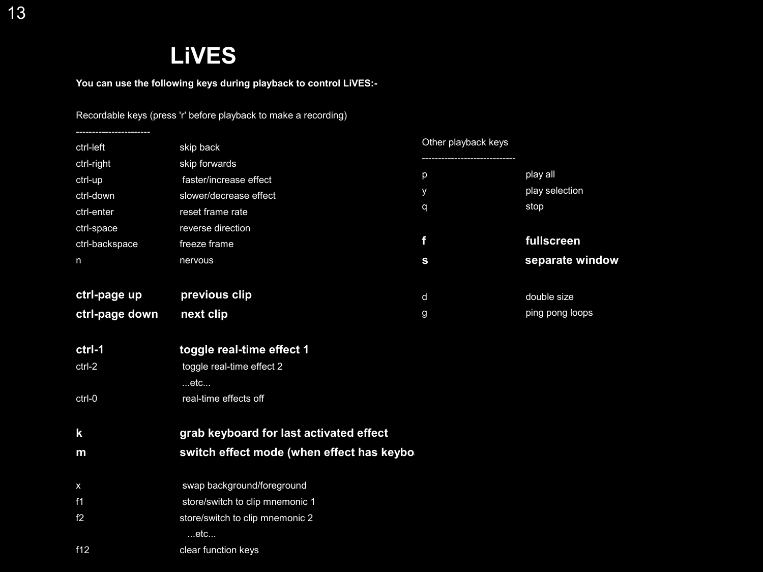# LiVES

**You can use the following keys during playback to control LiVES:-**

Recordable keys (press 'r' before playback to make a recording)

----------------------

| Key | Action |
|---|---|
| ctrl-left | skip back |
| ctrl-right | skip forwards |
| ctrl-up | faster/increase effect |
| ctrl-down | slower/decrease effect |
| ctrl-enter | reset frame rate |
| ctrl-space | reverse direction |
| ctrl-backspace | freeze frame |
| n | nervous |
| | |
| **ctrl-page up** | **previous clip** |
| **ctrl-page down** | **next clip** |
| | |
| **ctrl-1** | **toggle real-time effect 1** |
| ctrl-2 | toggle real-time effect 2 |
| | ...etc... |
| ctrl-0 | real-time effects off |
| | |
| **k** | **grab keyboard for last activated effect** |
| **m** | **switch effect mode (when effect has keybo** |
| | |
| x | swap background/foreground |
| f1 | store/switch to clip mnemonic 1 |
| f2 | store/switch to clip mnemonic 2 |
| | ...etc... |
| f12 | clear function keys |

Other playback keys

----------------------------

| Key | Action |
|---|---|
| p | play all |
| y | play selection |
| q | stop |
| | |
| **f** | **fullscreen** |
| **s** | **separate window** |
| | |
| d | double size |
| g | ping pong loops |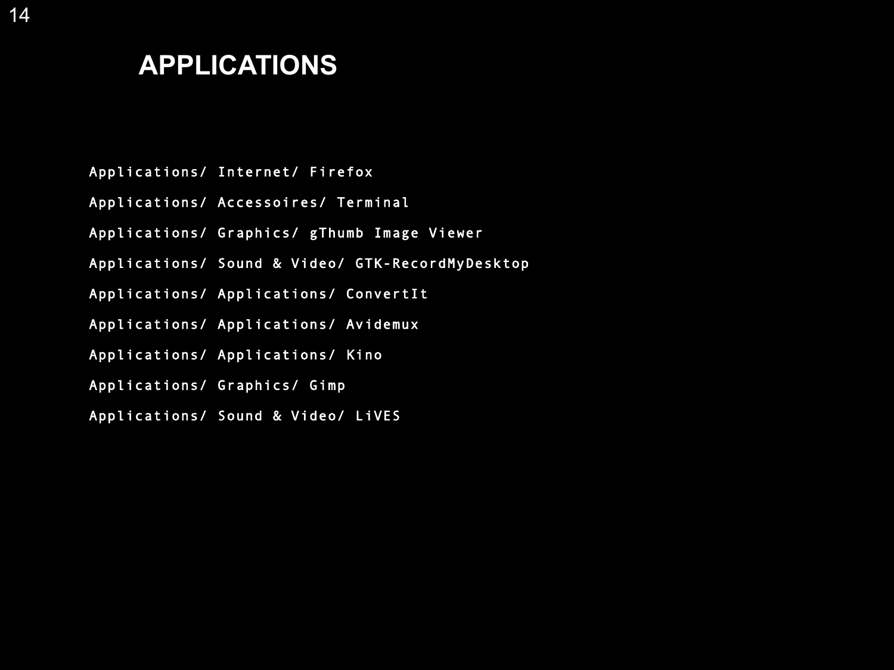# APPLICATIONS

Applications/ Internet/ Firefox

Applications/ Accessoires/ Terminal

Applications/ Graphics/ gThumb Image Viewer

Applications/ Sound & Video/ GTK-RecordMyDesktop

Applications/ Applications/ ConvertIt

Applications/ Applications/ Avidemux

Applications/ Applications/ Kino

Applications/ Graphics/ Gimp

Applications/ Sound & Video/ LiVES